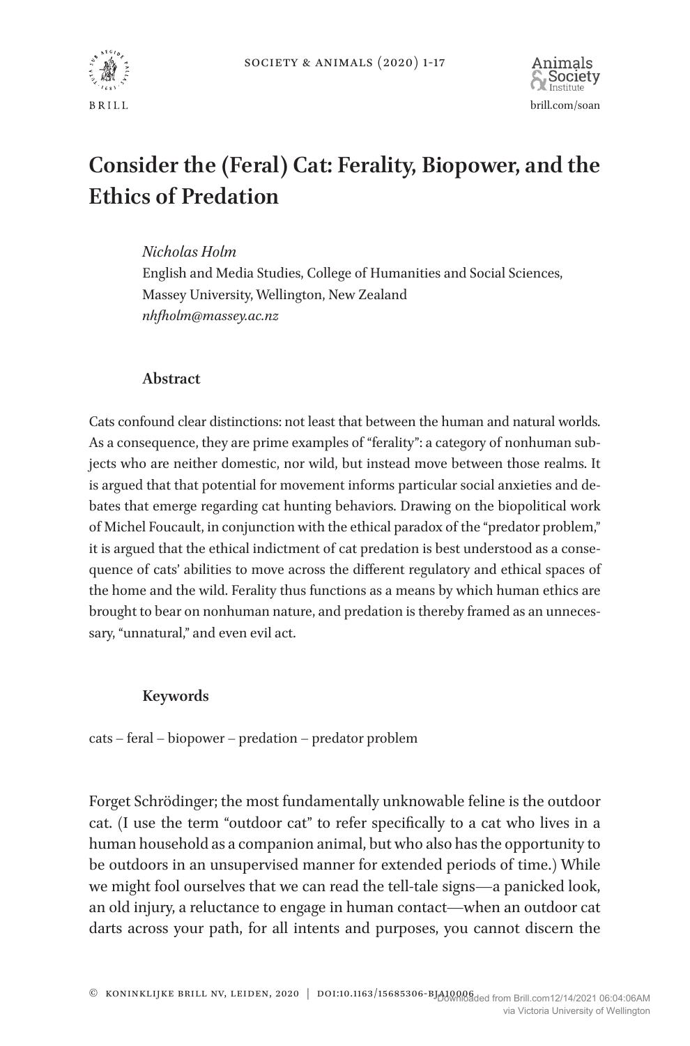# Consider the (Feral) Cat: Ferality, Biopower, and the Ethics of Predation

*Nicholas Holm*
English and Media Studies, College of Humanities and Social Sciences, Massey University, Wellington, New Zealand
*nhfholm@massey.ac.nz*

## Abstract

Cats confound clear distinctions: not least that between the human and natural worlds. As a consequence, they are prime examples of "ferality": a category of nonhuman subjects who are neither domestic, nor wild, but instead move between those realms. It is argued that that potential for movement informs particular social anxieties and debates that emerge regarding cat hunting behaviors. Drawing on the biopolitical work of Michel Foucault, in conjunction with the ethical paradox of the "predator problem," it is argued that the ethical indictment of cat predation is best understood as a consequence of cats' abilities to move across the different regulatory and ethical spaces of the home and the wild. Ferality thus functions as a means by which human ethics are brought to bear on nonhuman nature, and predation is thereby framed as an unnecessary, "unnatural," and even evil act.

## Keywords

cats – feral – biopower – predation – predator problem

Forget Schrödinger; the most fundamentally unknowable feline is the outdoor cat. (I use the term "outdoor cat" to refer specifically to a cat who lives in a human household as a companion animal, but who also has the opportunity to be outdoors in an unsupervised manner for extended periods of time.) While we might fool ourselves that we can read the tell-tale signs—a panicked look, an old injury, a reluctance to engage in human contact—when an outdoor cat darts across your path, for all intents and purposes, you cannot discern the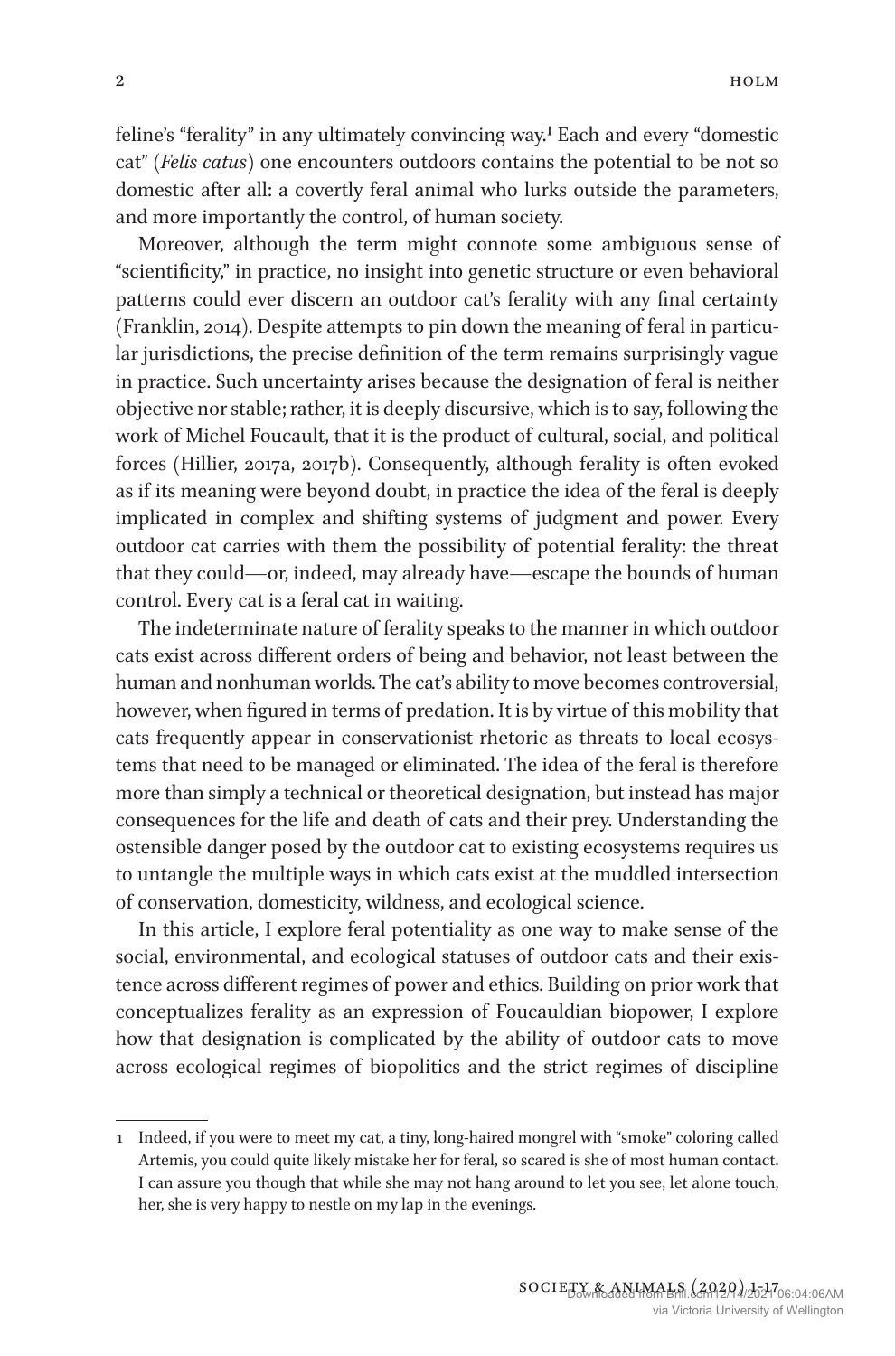feline's "ferality" in any ultimately convincing way.[1] Each and every "domestic cat" (*Felis catus*) one encounters outdoors contains the potential to be not so domestic after all: a covertly feral animal who lurks outside the parameters, and more importantly the control, of human society.

Moreover, although the term might connote some ambiguous sense of "scientificity," in practice, no insight into genetic structure or even behavioral patterns could ever discern an outdoor cat's ferality with any final certainty (Franklin, 2014). Despite attempts to pin down the meaning of feral in particular jurisdictions, the precise definition of the term remains surprisingly vague in practice. Such uncertainty arises because the designation of feral is neither objective nor stable; rather, it is deeply discursive, which is to say, following the work of Michel Foucault, that it is the product of cultural, social, and political forces (Hillier, 2017a, 2017b). Consequently, although ferality is often evoked as if its meaning were beyond doubt, in practice the idea of the feral is deeply implicated in complex and shifting systems of judgment and power. Every outdoor cat carries with them the possibility of potential ferality: the threat that they could—or, indeed, may already have—escape the bounds of human control. Every cat is a feral cat in waiting.

The indeterminate nature of ferality speaks to the manner in which outdoor cats exist across different orders of being and behavior, not least between the human and nonhuman worlds. The cat's ability to move becomes controversial, however, when figured in terms of predation. It is by virtue of this mobility that cats frequently appear in conservationist rhetoric as threats to local ecosystems that need to be managed or eliminated. The idea of the feral is therefore more than simply a technical or theoretical designation, but instead has major consequences for the life and death of cats and their prey. Understanding the ostensible danger posed by the outdoor cat to existing ecosystems requires us to untangle the multiple ways in which cats exist at the muddled intersection of conservation, domesticity, wildness, and ecological science.

In this article, I explore feral potentiality as one way to make sense of the social, environmental, and ecological statuses of outdoor cats and their existence across different regimes of power and ethics. Building on prior work that conceptualizes ferality as an expression of Foucauldian biopower, I explore how that designation is complicated by the ability of outdoor cats to move across ecological regimes of biopolitics and the strict regimes of discipline

---

[1] Indeed, if you were to meet my cat, a tiny, long-haired mongrel with "smoke" coloring called Artemis, you could quite likely mistake her for feral, so scared is she of most human contact. I can assure you though that while she may not hang around to let you see, let alone touch, her, she is very happy to nestle on my lap in the evenings.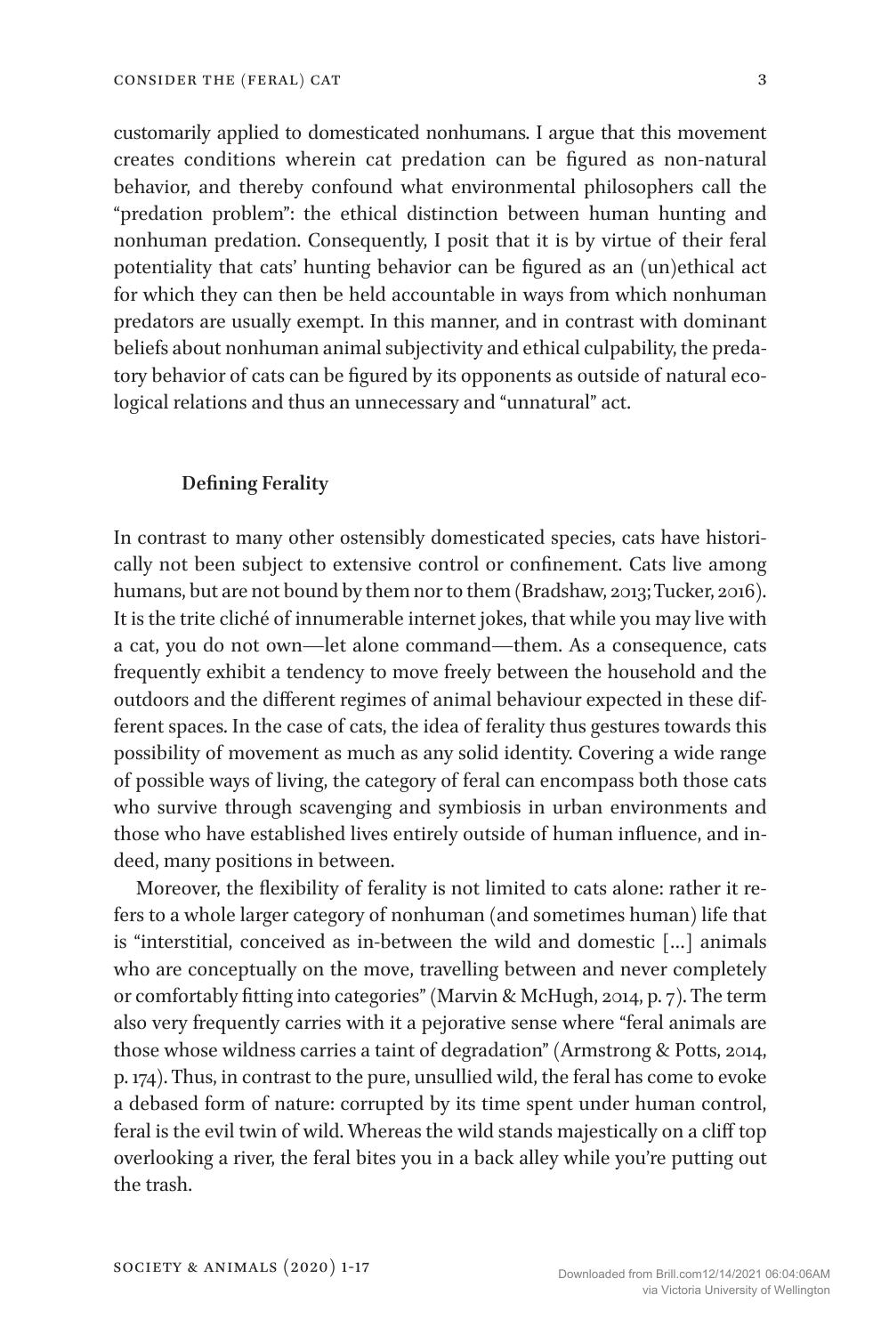customarily applied to domesticated nonhumans. I argue that this movement creates conditions wherein cat predation can be figured as non-natural behavior, and thereby confound what environmental philosophers call the "predation problem": the ethical distinction between human hunting and nonhuman predation. Consequently, I posit that it is by virtue of their feral potentiality that cats' hunting behavior can be figured as an (un)ethical act for which they can then be held accountable in ways from which nonhuman predators are usually exempt. In this manner, and in contrast with dominant beliefs about nonhuman animal subjectivity and ethical culpability, the predatory behavior of cats can be figured by its opponents as outside of natural ecological relations and thus an unnecessary and "unnatural" act.

## Defining Ferality

In contrast to many other ostensibly domesticated species, cats have historically not been subject to extensive control or confinement. Cats live among humans, but are not bound by them nor to them (Bradshaw, 2013; Tucker, 2016). It is the trite cliché of innumerable internet jokes, that while you may live with a cat, you do not own—let alone command—them. As a consequence, cats frequently exhibit a tendency to move freely between the household and the outdoors and the different regimes of animal behaviour expected in these different spaces. In the case of cats, the idea of ferality thus gestures towards this possibility of movement as much as any solid identity. Covering a wide range of possible ways of living, the category of feral can encompass both those cats who survive through scavenging and symbiosis in urban environments and those who have established lives entirely outside of human influence, and indeed, many positions in between.

Moreover, the flexibility of ferality is not limited to cats alone: rather it refers to a whole larger category of nonhuman (and sometimes human) life that is "interstitial, conceived as in-between the wild and domestic [...] animals who are conceptually on the move, travelling between and never completely or comfortably fitting into categories" (Marvin & McHugh, 2014, p. 7). The term also very frequently carries with it a pejorative sense where "feral animals are those whose wildness carries a taint of degradation" (Armstrong & Potts, 2014, p. 174). Thus, in contrast to the pure, unsullied wild, the feral has come to evoke a debased form of nature: corrupted by its time spent under human control, feral is the evil twin of wild. Whereas the wild stands majestically on a cliff top overlooking a river, the feral bites you in a back alley while you're putting out the trash.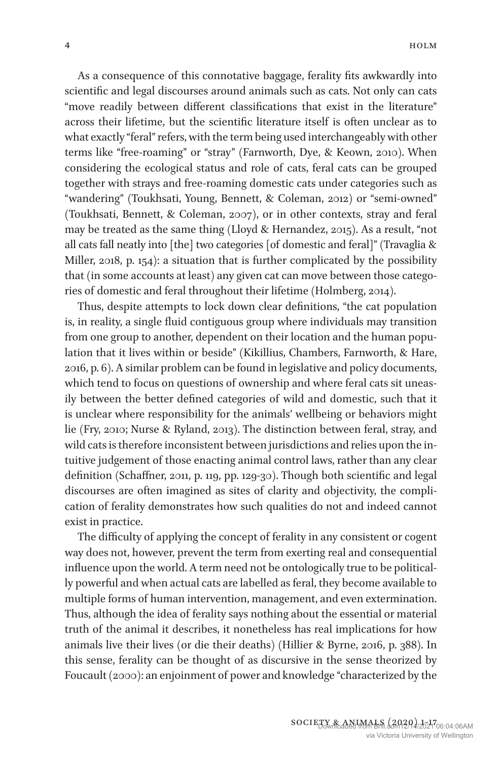As a consequence of this connotative baggage, ferality fits awkwardly into scientific and legal discourses around animals such as cats. Not only can cats "move readily between different classifications that exist in the literature" across their lifetime, but the scientific literature itself is often unclear as to what exactly "feral" refers, with the term being used interchangeably with other terms like "free-roaming" or "stray" (Farnworth, Dye, & Keown, 2010). When considering the ecological status and role of cats, feral cats can be grouped together with strays and free-roaming domestic cats under categories such as "wandering" (Toukhsati, Young, Bennett, & Coleman, 2012) or "semi-owned" (Toukhsati, Bennett, & Coleman, 2007), or in other contexts, stray and feral may be treated as the same thing (Lloyd & Hernandez, 2015). As a result, "not all cats fall neatly into [the] two categories [of domestic and feral]" (Travaglia & Miller, 2018, p. 154): a situation that is further complicated by the possibility that (in some accounts at least) any given cat can move between those categories of domestic and feral throughout their lifetime (Holmberg, 2014).

Thus, despite attempts to lock down clear definitions, "the cat population is, in reality, a single fluid contiguous group where individuals may transition from one group to another, dependent on their location and the human population that it lives within or beside" (Kikillius, Chambers, Farnworth, & Hare, 2016, p. 6). A similar problem can be found in legislative and policy documents, which tend to focus on questions of ownership and where feral cats sit uneasily between the better defined categories of wild and domestic, such that it is unclear where responsibility for the animals' wellbeing or behaviors might lie (Fry, 2010; Nurse & Ryland, 2013). The distinction between feral, stray, and wild cats is therefore inconsistent between jurisdictions and relies upon the intuitive judgement of those enacting animal control laws, rather than any clear definition (Schaffner, 2011, p. 119, pp. 129-30). Though both scientific and legal discourses are often imagined as sites of clarity and objectivity, the complication of ferality demonstrates how such qualities do not and indeed cannot exist in practice.

The difficulty of applying the concept of ferality in any consistent or cogent way does not, however, prevent the term from exerting real and consequential influence upon the world. A term need not be ontologically true to be politically powerful and when actual cats are labelled as feral, they become available to multiple forms of human intervention, management, and even extermination. Thus, although the idea of ferality says nothing about the essential or material truth of the animal it describes, it nonetheless has real implications for how animals live their lives (or die their deaths) (Hillier & Byrne, 2016, p. 388). In this sense, ferality can be thought of as discursive in the sense theorized by Foucault (2000): an enjoinment of power and knowledge "characterized by the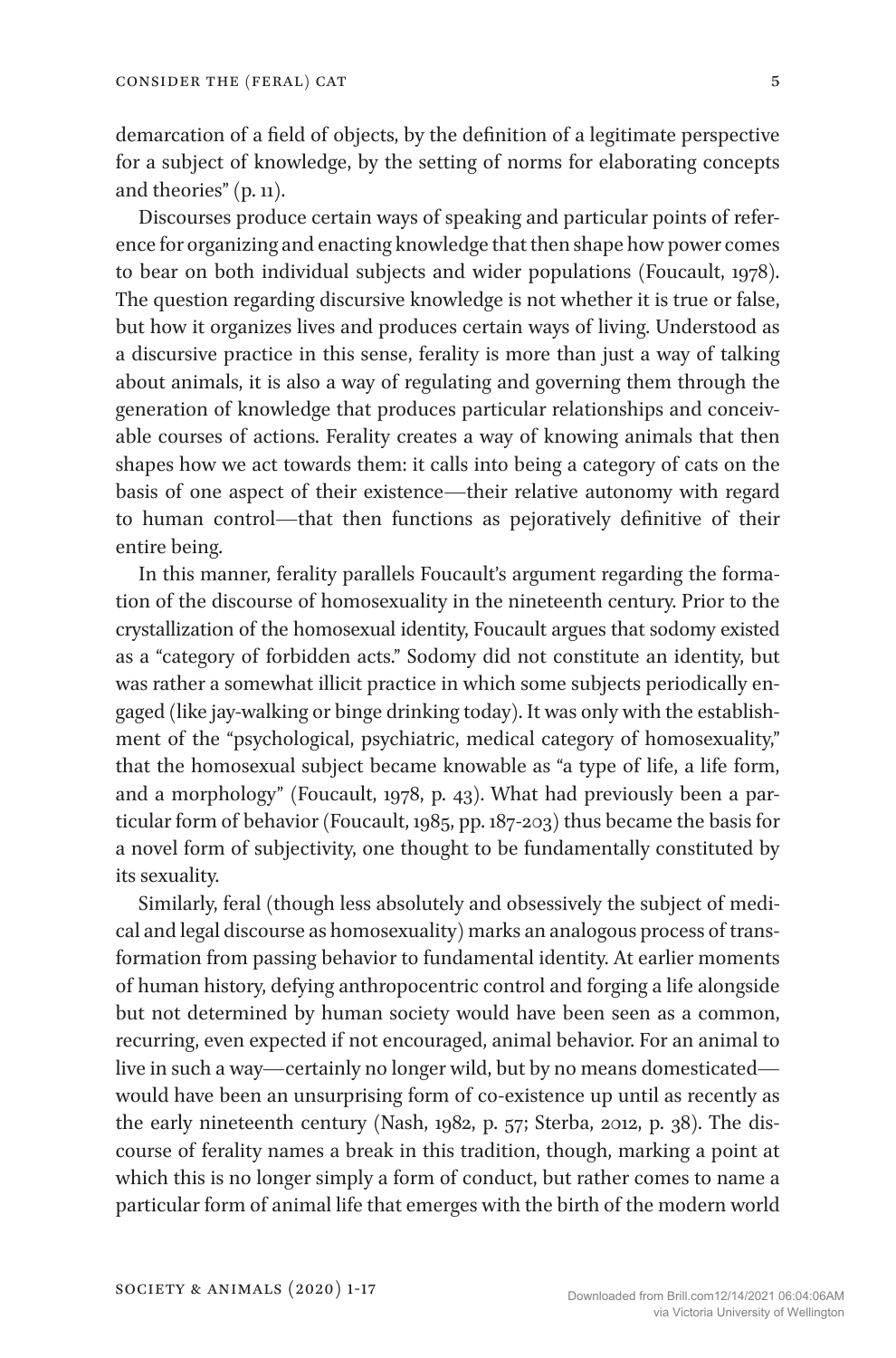demarcation of a field of objects, by the definition of a legitimate perspective for a subject of knowledge, by the setting of norms for elaborating concepts and theories" (p. 11).

Discourses produce certain ways of speaking and particular points of reference for organizing and enacting knowledge that then shape how power comes to bear on both individual subjects and wider populations (Foucault, 1978). The question regarding discursive knowledge is not whether it is true or false, but how it organizes lives and produces certain ways of living. Understood as a discursive practice in this sense, ferality is more than just a way of talking about animals, it is also a way of regulating and governing them through the generation of knowledge that produces particular relationships and conceivable courses of actions. Ferality creates a way of knowing animals that then shapes how we act towards them: it calls into being a category of cats on the basis of one aspect of their existence—their relative autonomy with regard to human control—that then functions as pejoratively definitive of their entire being.

In this manner, ferality parallels Foucault's argument regarding the formation of the discourse of homosexuality in the nineteenth century. Prior to the crystallization of the homosexual identity, Foucault argues that sodomy existed as a "category of forbidden acts." Sodomy did not constitute an identity, but was rather a somewhat illicit practice in which some subjects periodically engaged (like jay-walking or binge drinking today). It was only with the establishment of the "psychological, psychiatric, medical category of homosexuality," that the homosexual subject became knowable as "a type of life, a life form, and a morphology" (Foucault, 1978, p. 43). What had previously been a particular form of behavior (Foucault, 1985, pp. 187-203) thus became the basis for a novel form of subjectivity, one thought to be fundamentally constituted by its sexuality.

Similarly, feral (though less absolutely and obsessively the subject of medical and legal discourse as homosexuality) marks an analogous process of transformation from passing behavior to fundamental identity. At earlier moments of human history, defying anthropocentric control and forging a life alongside but not determined by human society would have been seen as a common, recurring, even expected if not encouraged, animal behavior. For an animal to live in such a way—certainly no longer wild, but by no means domesticated—would have been an unsurprising form of co-existence up until as recently as the early nineteenth century (Nash, 1982, p. 57; Sterba, 2012, p. 38). The discourse of ferality names a break in this tradition, though, marking a point at which this is no longer simply a form of conduct, but rather comes to name a particular form of animal life that emerges with the birth of the modern world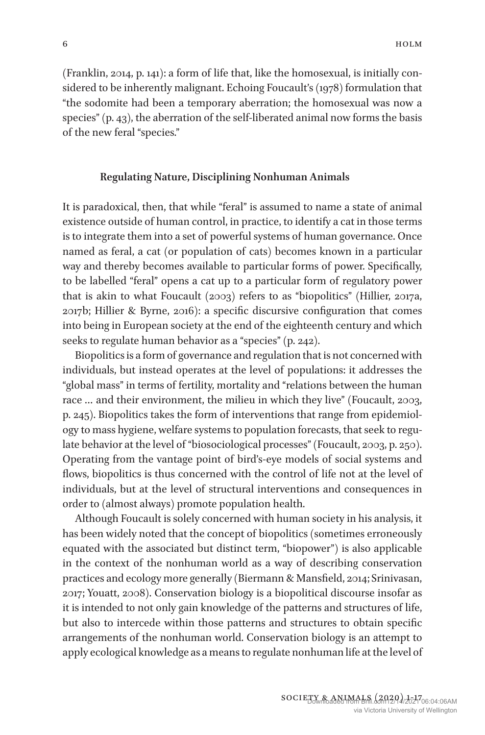(Franklin, 2014, p. 141): a form of life that, like the homosexual, is initially considered to be inherently malignant. Echoing Foucault's (1978) formulation that "the sodomite had been a temporary aberration; the homosexual was now a species" (p. 43), the aberration of the self-liberated animal now forms the basis of the new feral "species."

## Regulating Nature, Disciplining Nonhuman Animals

It is paradoxical, then, that while "feral" is assumed to name a state of animal existence outside of human control, in practice, to identify a cat in those terms is to integrate them into a set of powerful systems of human governance. Once named as feral, a cat (or population of cats) becomes known in a particular way and thereby becomes available to particular forms of power. Specifically, to be labelled "feral" opens a cat up to a particular form of regulatory power that is akin to what Foucault (2003) refers to as "biopolitics" (Hillier, 2017a, 2017b; Hillier & Byrne, 2016): a specific discursive configuration that comes into being in European society at the end of the eighteenth century and which seeks to regulate human behavior as a "species" (p. 242).

Biopolitics is a form of governance and regulation that is not concerned with individuals, but instead operates at the level of populations: it addresses the "global mass" in terms of fertility, mortality and "relations between the human race … and their environment, the milieu in which they live" (Foucault, 2003, p. 245). Biopolitics takes the form of interventions that range from epidemiology to mass hygiene, welfare systems to population forecasts, that seek to regulate behavior at the level of "biosociological processes" (Foucault, 2003, p. 250). Operating from the vantage point of bird's-eye models of social systems and flows, biopolitics is thus concerned with the control of life not at the level of individuals, but at the level of structural interventions and consequences in order to (almost always) promote population health.

Although Foucault is solely concerned with human society in his analysis, it has been widely noted that the concept of biopolitics (sometimes erroneously equated with the associated but distinct term, "biopower") is also applicable in the context of the nonhuman world as a way of describing conservation practices and ecology more generally (Biermann & Mansfield, 2014; Srinivasan, 2017; Youatt, 2008). Conservation biology is a biopolitical discourse insofar as it is intended to not only gain knowledge of the patterns and structures of life, but also to intercede within those patterns and structures to obtain specific arrangements of the nonhuman world. Conservation biology is an attempt to apply ecological knowledge as a means to regulate nonhuman life at the level of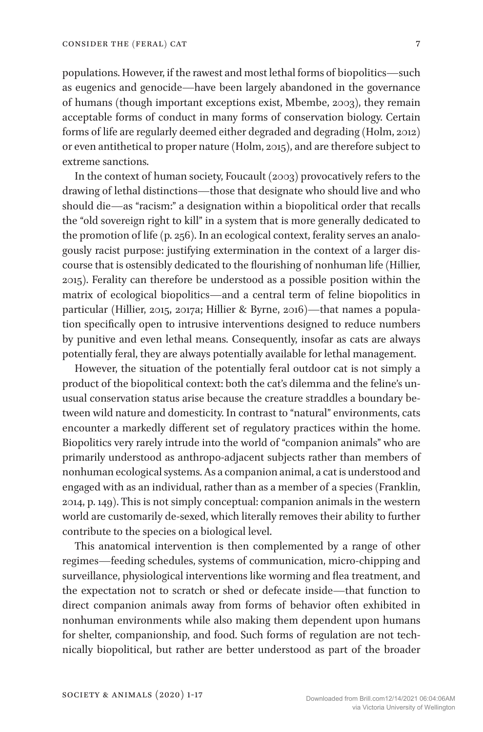populations. However, if the rawest and most lethal forms of biopolitics—such as eugenics and genocide—have been largely abandoned in the governance of humans (though important exceptions exist, Mbembe, 2003), they remain acceptable forms of conduct in many forms of conservation biology. Certain forms of life are regularly deemed either degraded and degrading (Holm, 2012) or even antithetical to proper nature (Holm, 2015), and are therefore subject to extreme sanctions.

In the context of human society, Foucault (2003) provocatively refers to the drawing of lethal distinctions—those that designate who should live and who should die—as "racism:" a designation within a biopolitical order that recalls the "old sovereign right to kill" in a system that is more generally dedicated to the promotion of life (p. 256). In an ecological context, ferality serves an analogously racist purpose: justifying extermination in the context of a larger discourse that is ostensibly dedicated to the flourishing of nonhuman life (Hillier, 2015). Ferality can therefore be understood as a possible position within the matrix of ecological biopolitics—and a central term of feline biopolitics in particular (Hillier, 2015, 2017a; Hillier & Byrne, 2016)—that names a population specifically open to intrusive interventions designed to reduce numbers by punitive and even lethal means. Consequently, insofar as cats are always potentially feral, they are always potentially available for lethal management.

However, the situation of the potentially feral outdoor cat is not simply a product of the biopolitical context: both the cat's dilemma and the feline's unusual conservation status arise because the creature straddles a boundary between wild nature and domesticity. In contrast to "natural" environments, cats encounter a markedly different set of regulatory practices within the home. Biopolitics very rarely intrude into the world of "companion animals" who are primarily understood as anthropo-adjacent subjects rather than members of nonhuman ecological systems. As a companion animal, a cat is understood and engaged with as an individual, rather than as a member of a species (Franklin, 2014, p. 149). This is not simply conceptual: companion animals in the western world are customarily de-sexed, which literally removes their ability to further contribute to the species on a biological level.

This anatomical intervention is then complemented by a range of other regimes—feeding schedules, systems of communication, micro-chipping and surveillance, physiological interventions like worming and flea treatment, and the expectation not to scratch or shed or defecate inside—that function to direct companion animals away from forms of behavior often exhibited in nonhuman environments while also making them dependent upon humans for shelter, companionship, and food. Such forms of regulation are not technically biopolitical, but rather are better understood as part of the broader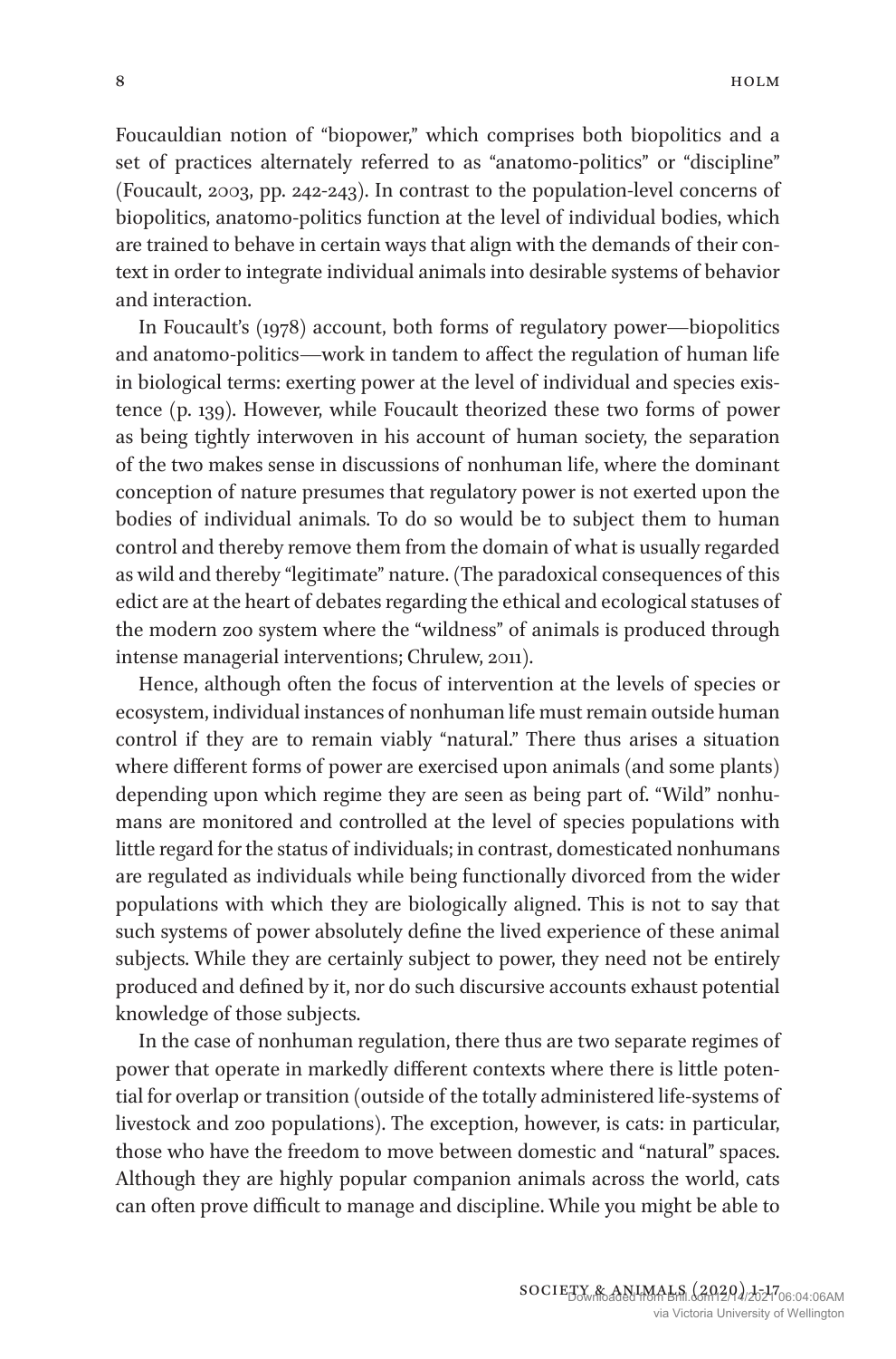Foucauldian notion of "biopower," which comprises both biopolitics and a set of practices alternately referred to as "anatomo-politics" or "discipline" (Foucault, 2003, pp. 242-243). In contrast to the population-level concerns of biopolitics, anatomo-politics function at the level of individual bodies, which are trained to behave in certain ways that align with the demands of their context in order to integrate individual animals into desirable systems of behavior and interaction.

In Foucault's (1978) account, both forms of regulatory power—biopolitics and anatomo-politics—work in tandem to affect the regulation of human life in biological terms: exerting power at the level of individual and species existence (p. 139). However, while Foucault theorized these two forms of power as being tightly interwoven in his account of human society, the separation of the two makes sense in discussions of nonhuman life, where the dominant conception of nature presumes that regulatory power is not exerted upon the bodies of individual animals. To do so would be to subject them to human control and thereby remove them from the domain of what is usually regarded as wild and thereby "legitimate" nature. (The paradoxical consequences of this edict are at the heart of debates regarding the ethical and ecological statuses of the modern zoo system where the "wildness" of animals is produced through intense managerial interventions; Chrulew, 2011).

Hence, although often the focus of intervention at the levels of species or ecosystem, individual instances of nonhuman life must remain outside human control if they are to remain viably "natural." There thus arises a situation where different forms of power are exercised upon animals (and some plants) depending upon which regime they are seen as being part of. "Wild" nonhumans are monitored and controlled at the level of species populations with little regard for the status of individuals; in contrast, domesticated nonhumans are regulated as individuals while being functionally divorced from the wider populations with which they are biologically aligned. This is not to say that such systems of power absolutely define the lived experience of these animal subjects. While they are certainly subject to power, they need not be entirely produced and defined by it, nor do such discursive accounts exhaust potential knowledge of those subjects.

In the case of nonhuman regulation, there thus are two separate regimes of power that operate in markedly different contexts where there is little potential for overlap or transition (outside of the totally administered life-systems of livestock and zoo populations). The exception, however, is cats: in particular, those who have the freedom to move between domestic and "natural" spaces. Although they are highly popular companion animals across the world, cats can often prove difficult to manage and discipline. While you might be able to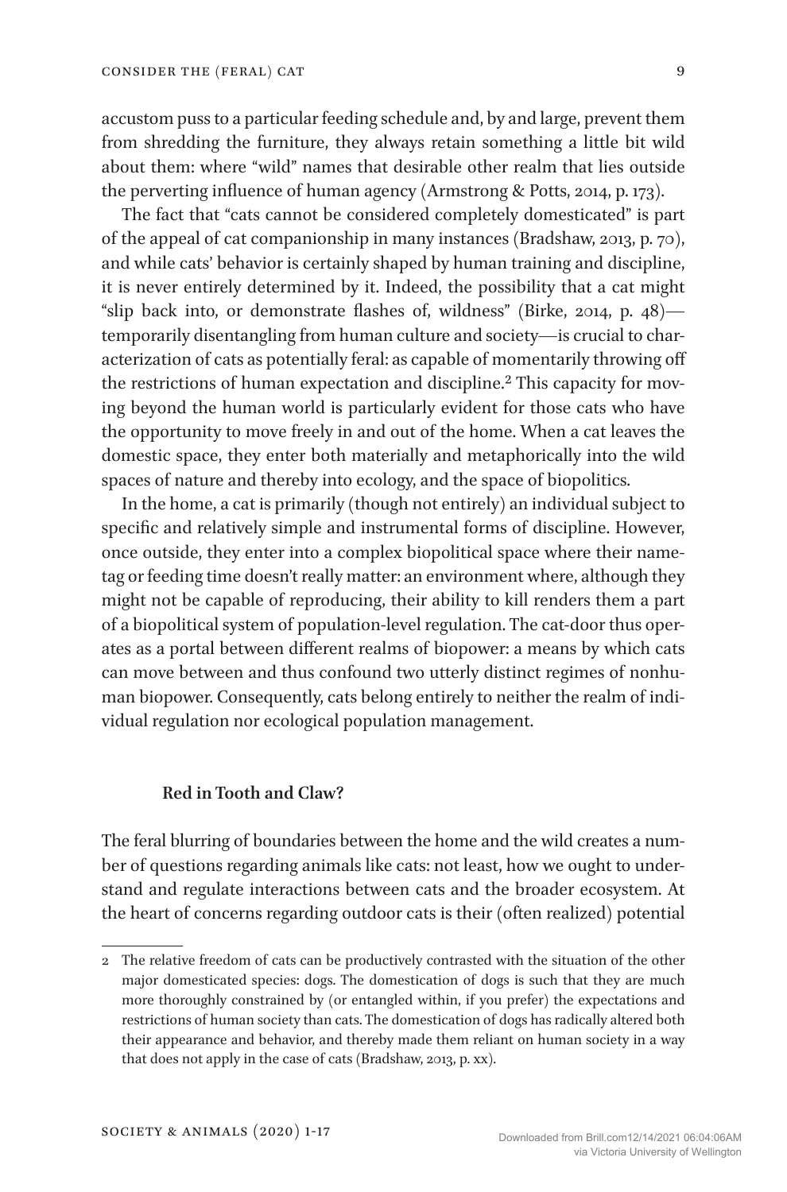accustom puss to a particular feeding schedule and, by and large, prevent them from shredding the furniture, they always retain something a little bit wild about them: where "wild" names that desirable other realm that lies outside the perverting influence of human agency (Armstrong & Potts, 2014, p. 173).

The fact that "cats cannot be considered completely domesticated" is part of the appeal of cat companionship in many instances (Bradshaw, 2013, p. 70), and while cats' behavior is certainly shaped by human training and discipline, it is never entirely determined by it. Indeed, the possibility that a cat might "slip back into, or demonstrate flashes of, wildness" (Birke, 2014, p. 48)—temporarily disentangling from human culture and society—is crucial to characterization of cats as potentially feral: as capable of momentarily throwing off the restrictions of human expectation and discipline.[2] This capacity for moving beyond the human world is particularly evident for those cats who have the opportunity to move freely in and out of the home. When a cat leaves the domestic space, they enter both materially and metaphorically into the wild spaces of nature and thereby into ecology, and the space of biopolitics.

In the home, a cat is primarily (though not entirely) an individual subject to specific and relatively simple and instrumental forms of discipline. However, once outside, they enter into a complex biopolitical space where their nametag or feeding time doesn't really matter: an environment where, although they might not be capable of reproducing, their ability to kill renders them a part of a biopolitical system of population-level regulation. The cat-door thus operates as a portal between different realms of biopower: a means by which cats can move between and thus confound two utterly distinct regimes of nonhuman biopower. Consequently, cats belong entirely to neither the realm of individual regulation nor ecological population management.

## Red in Tooth and Claw?

The feral blurring of boundaries between the home and the wild creates a number of questions regarding animals like cats: not least, how we ought to understand and regulate interactions between cats and the broader ecosystem. At the heart of concerns regarding outdoor cats is their (often realized) potential

---

[2] The relative freedom of cats can be productively contrasted with the situation of the other major domesticated species: dogs. The domestication of dogs is such that they are much more thoroughly constrained by (or entangled within, if you prefer) the expectations and restrictions of human society than cats. The domestication of dogs has radically altered both their appearance and behavior, and thereby made them reliant on human society in a way that does not apply in the case of cats (Bradshaw, 2013, p. xx).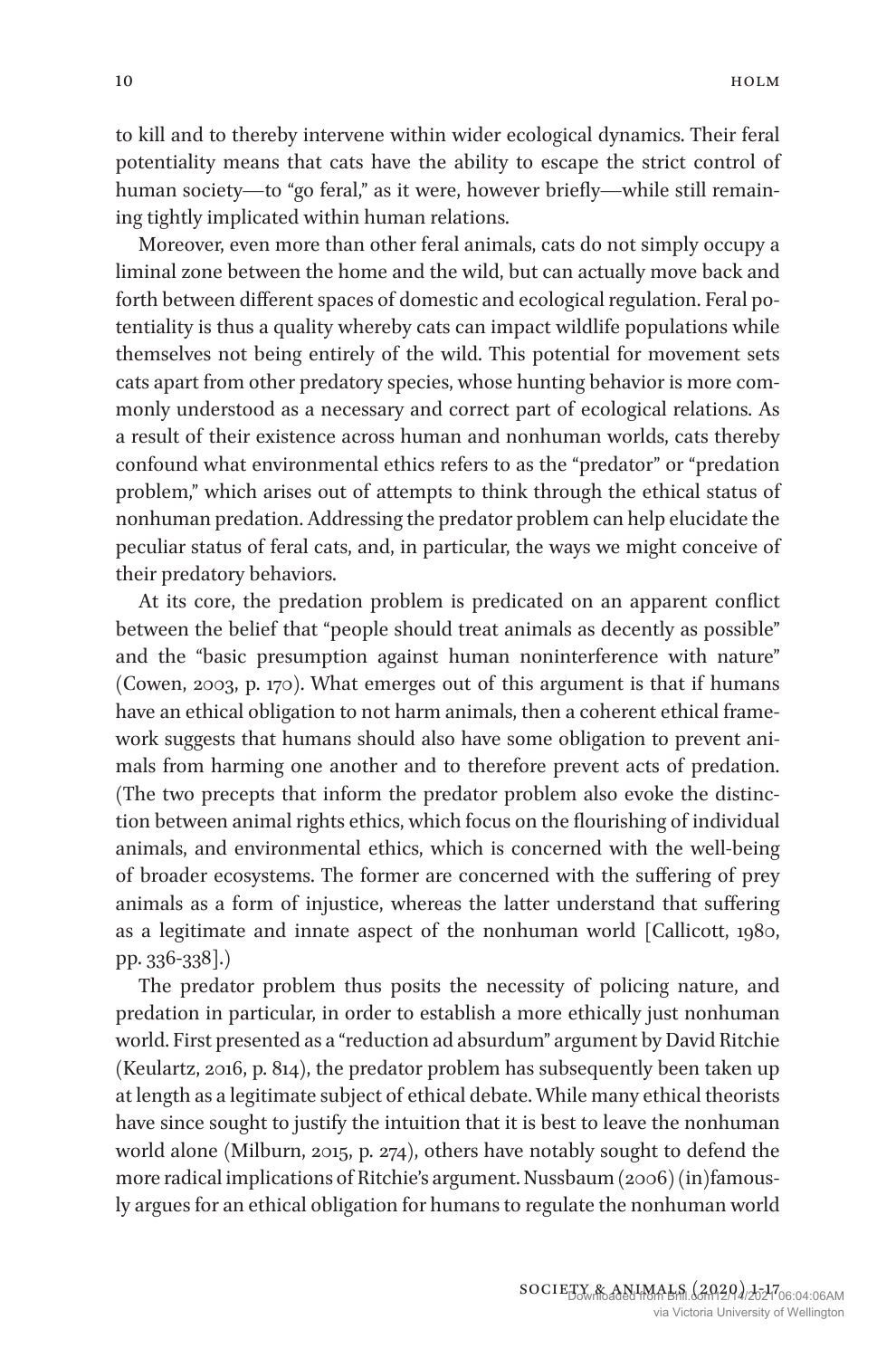to kill and to thereby intervene within wider ecological dynamics. Their feral potentiality means that cats have the ability to escape the strict control of human society—to "go feral," as it were, however briefly—while still remaining tightly implicated within human relations.

Moreover, even more than other feral animals, cats do not simply occupy a liminal zone between the home and the wild, but can actually move back and forth between different spaces of domestic and ecological regulation. Feral potentiality is thus a quality whereby cats can impact wildlife populations while themselves not being entirely of the wild. This potential for movement sets cats apart from other predatory species, whose hunting behavior is more commonly understood as a necessary and correct part of ecological relations. As a result of their existence across human and nonhuman worlds, cats thereby confound what environmental ethics refers to as the "predator" or "predation problem," which arises out of attempts to think through the ethical status of nonhuman predation. Addressing the predator problem can help elucidate the peculiar status of feral cats, and, in particular, the ways we might conceive of their predatory behaviors.

At its core, the predation problem is predicated on an apparent conflict between the belief that "people should treat animals as decently as possible" and the "basic presumption against human noninterference with nature" (Cowen, 2003, p. 170). What emerges out of this argument is that if humans have an ethical obligation to not harm animals, then a coherent ethical framework suggests that humans should also have some obligation to prevent animals from harming one another and to therefore prevent acts of predation. (The two precepts that inform the predator problem also evoke the distinction between animal rights ethics, which focus on the flourishing of individual animals, and environmental ethics, which is concerned with the well-being of broader ecosystems. The former are concerned with the suffering of prey animals as a form of injustice, whereas the latter understand that suffering as a legitimate and innate aspect of the nonhuman world [Callicott, 1980, pp. 336-338].)

The predator problem thus posits the necessity of policing nature, and predation in particular, in order to establish a more ethically just nonhuman world. First presented as a "reduction ad absurdum" argument by David Ritchie (Keulartz, 2016, p. 814), the predator problem has subsequently been taken up at length as a legitimate subject of ethical debate. While many ethical theorists have since sought to justify the intuition that it is best to leave the nonhuman world alone (Milburn, 2015, p. 274), others have notably sought to defend the more radical implications of Ritchie's argument. Nussbaum (2006) (in)famously argues for an ethical obligation for humans to regulate the nonhuman world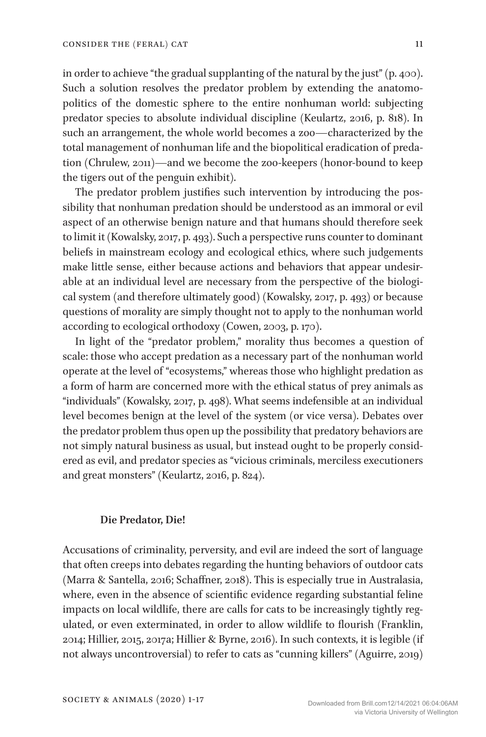in order to achieve "the gradual supplanting of the natural by the just" (p. 400). Such a solution resolves the predator problem by extending the anatomo-politics of the domestic sphere to the entire nonhuman world: subjecting predator species to absolute individual discipline (Keulartz, 2016, p. 818). In such an arrangement, the whole world becomes a zoo—characterized by the total management of nonhuman life and the biopolitical eradication of predation (Chrulew, 2011)—and we become the zoo-keepers (honor-bound to keep the tigers out of the penguin exhibit).

The predator problem justifies such intervention by introducing the possibility that nonhuman predation should be understood as an immoral or evil aspect of an otherwise benign nature and that humans should therefore seek to limit it (Kowalsky, 2017, p. 493). Such a perspective runs counter to dominant beliefs in mainstream ecology and ecological ethics, where such judgements make little sense, either because actions and behaviors that appear undesirable at an individual level are necessary from the perspective of the biological system (and therefore ultimately good) (Kowalsky, 2017, p. 493) or because questions of morality are simply thought not to apply to the nonhuman world according to ecological orthodoxy (Cowen, 2003, p. 170).

In light of the "predator problem," morality thus becomes a question of scale: those who accept predation as a necessary part of the nonhuman world operate at the level of "ecosystems," whereas those who highlight predation as a form of harm are concerned more with the ethical status of prey animals as "individuals" (Kowalsky, 2017, p. 498). What seems indefensible at an individual level becomes benign at the level of the system (or vice versa). Debates over the predator problem thus open up the possibility that predatory behaviors are not simply natural business as usual, but instead ought to be properly considered as evil, and predator species as "vicious criminals, merciless executioners and great monsters" (Keulartz, 2016, p. 824).

## Die Predator, Die!

Accusations of criminality, perversity, and evil are indeed the sort of language that often creeps into debates regarding the hunting behaviors of outdoor cats (Marra & Santella, 2016; Schaffner, 2018). This is especially true in Australasia, where, even in the absence of scientific evidence regarding substantial feline impacts on local wildlife, there are calls for cats to be increasingly tightly regulated, or even exterminated, in order to allow wildlife to flourish (Franklin, 2014; Hillier, 2015, 2017a; Hillier & Byrne, 2016). In such contexts, it is legible (if not always uncontroversial) to refer to cats as "cunning killers" (Aguirre, 2019)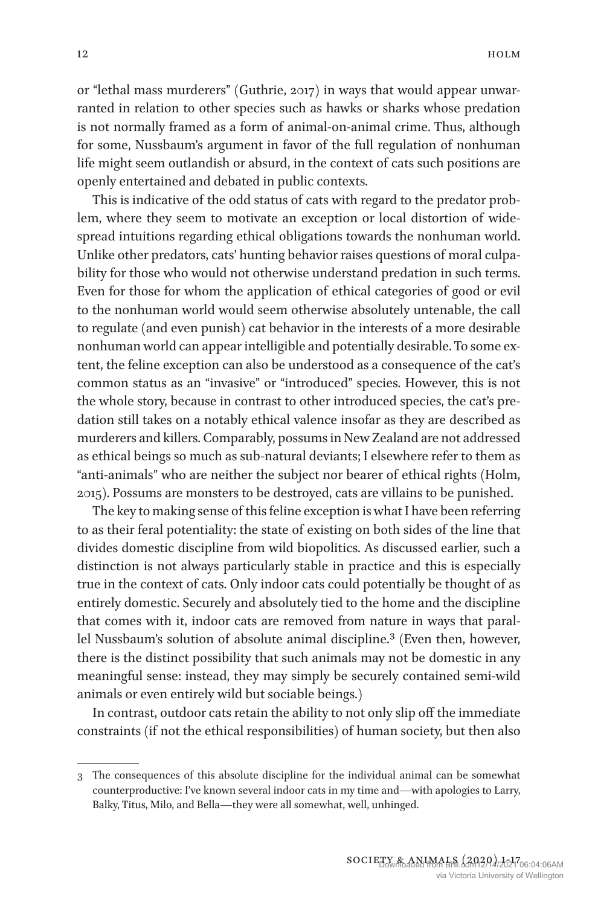or "lethal mass murderers" (Guthrie, 2017) in ways that would appear unwarranted in relation to other species such as hawks or sharks whose predation is not normally framed as a form of animal-on-animal crime. Thus, although for some, Nussbaum's argument in favor of the full regulation of nonhuman life might seem outlandish or absurd, in the context of cats such positions are openly entertained and debated in public contexts.

This is indicative of the odd status of cats with regard to the predator problem, where they seem to motivate an exception or local distortion of widespread intuitions regarding ethical obligations towards the nonhuman world. Unlike other predators, cats' hunting behavior raises questions of moral culpability for those who would not otherwise understand predation in such terms. Even for those for whom the application of ethical categories of good or evil to the nonhuman world would seem otherwise absolutely untenable, the call to regulate (and even punish) cat behavior in the interests of a more desirable nonhuman world can appear intelligible and potentially desirable. To some extent, the feline exception can also be understood as a consequence of the cat's common status as an "invasive" or "introduced" species. However, this is not the whole story, because in contrast to other introduced species, the cat's predation still takes on a notably ethical valence insofar as they are described as murderers and killers. Comparably, possums in New Zealand are not addressed as ethical beings so much as sub-natural deviants; I elsewhere refer to them as "anti-animals" who are neither the subject nor bearer of ethical rights (Holm, 2015). Possums are monsters to be destroyed, cats are villains to be punished.

The key to making sense of this feline exception is what I have been referring to as their feral potentiality: the state of existing on both sides of the line that divides domestic discipline from wild biopolitics. As discussed earlier, such a distinction is not always particularly stable in practice and this is especially true in the context of cats. Only indoor cats could potentially be thought of as entirely domestic. Securely and absolutely tied to the home and the discipline that comes with it, indoor cats are removed from nature in ways that parallel Nussbaum's solution of absolute animal discipline.[3] (Even then, however, there is the distinct possibility that such animals may not be domestic in any meaningful sense: instead, they may simply be securely contained semi-wild animals or even entirely wild but sociable beings.)

In contrast, outdoor cats retain the ability to not only slip off the immediate constraints (if not the ethical responsibilities) of human society, but then also

---

3 The consequences of this absolute discipline for the individual animal can be somewhat counterproductive: I've known several indoor cats in my time and—with apologies to Larry, Balky, Titus, Milo, and Bella—they were all somewhat, well, unhinged.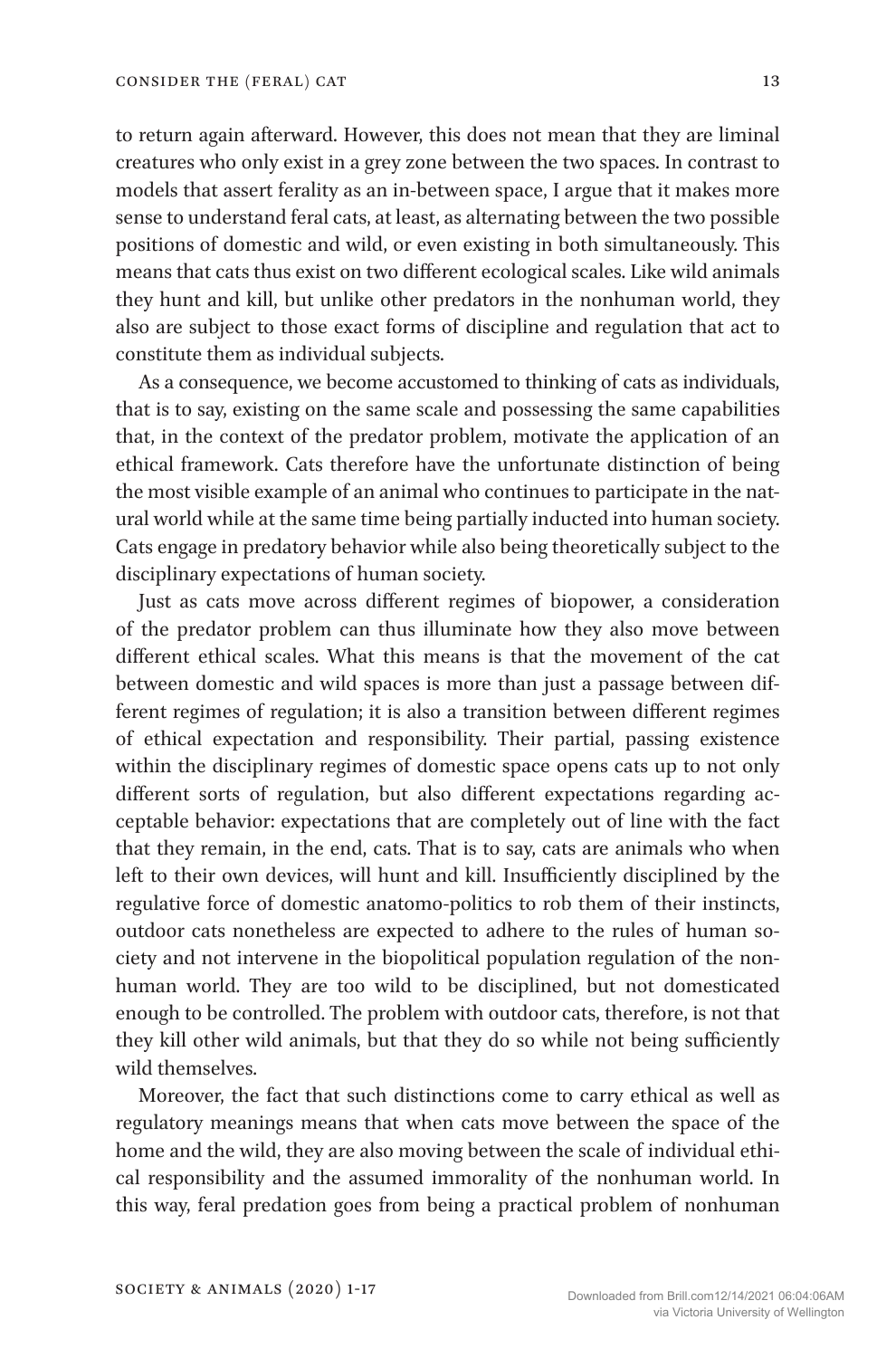to return again afterward. However, this does not mean that they are liminal creatures who only exist in a grey zone between the two spaces. In contrast to models that assert ferality as an in-between space, I argue that it makes more sense to understand feral cats, at least, as alternating between the two possible positions of domestic and wild, or even existing in both simultaneously. This means that cats thus exist on two different ecological scales. Like wild animals they hunt and kill, but unlike other predators in the nonhuman world, they also are subject to those exact forms of discipline and regulation that act to constitute them as individual subjects.

As a consequence, we become accustomed to thinking of cats as individuals, that is to say, existing on the same scale and possessing the same capabilities that, in the context of the predator problem, motivate the application of an ethical framework. Cats therefore have the unfortunate distinction of being the most visible example of an animal who continues to participate in the natural world while at the same time being partially inducted into human society. Cats engage in predatory behavior while also being theoretically subject to the disciplinary expectations of human society.

Just as cats move across different regimes of biopower, a consideration of the predator problem can thus illuminate how they also move between different ethical scales. What this means is that the movement of the cat between domestic and wild spaces is more than just a passage between different regimes of regulation; it is also a transition between different regimes of ethical expectation and responsibility. Their partial, passing existence within the disciplinary regimes of domestic space opens cats up to not only different sorts of regulation, but also different expectations regarding acceptable behavior: expectations that are completely out of line with the fact that they remain, in the end, cats. That is to say, cats are animals who when left to their own devices, will hunt and kill. Insufficiently disciplined by the regulative force of domestic anatomo-politics to rob them of their instincts, outdoor cats nonetheless are expected to adhere to the rules of human society and not intervene in the biopolitical population regulation of the nonhuman world. They are too wild to be disciplined, but not domesticated enough to be controlled. The problem with outdoor cats, therefore, is not that they kill other wild animals, but that they do so while not being sufficiently wild themselves.

Moreover, the fact that such distinctions come to carry ethical as well as regulatory meanings means that when cats move between the space of the home and the wild, they are also moving between the scale of individual ethical responsibility and the assumed immorality of the nonhuman world. In this way, feral predation goes from being a practical problem of nonhuman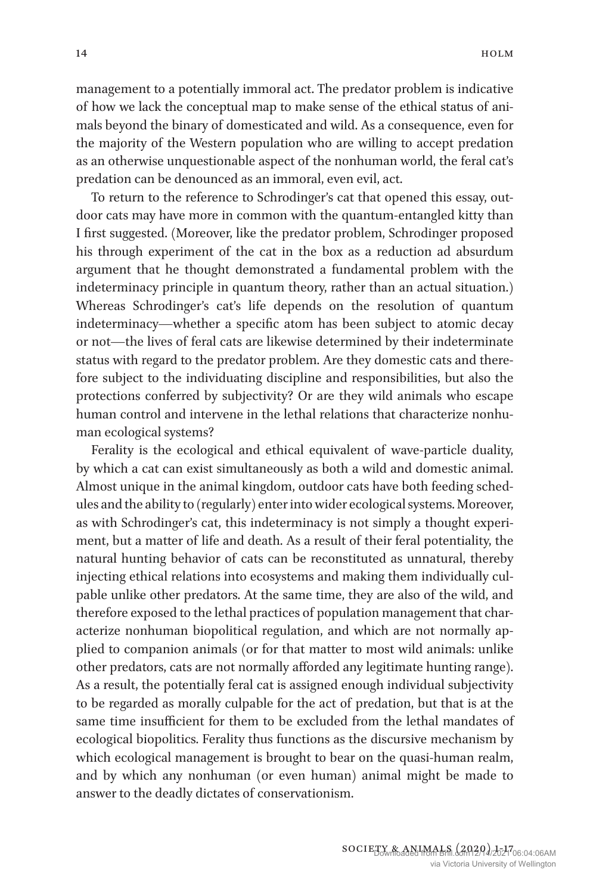management to a potentially immoral act. The predator problem is indicative of how we lack the conceptual map to make sense of the ethical status of animals beyond the binary of domesticated and wild. As a consequence, even for the majority of the Western population who are willing to accept predation as an otherwise unquestionable aspect of the nonhuman world, the feral cat's predation can be denounced as an immoral, even evil, act.

To return to the reference to Schrodinger's cat that opened this essay, outdoor cats may have more in common with the quantum-entangled kitty than I first suggested. (Moreover, like the predator problem, Schrodinger proposed his through experiment of the cat in the box as a reduction ad absurdum argument that he thought demonstrated a fundamental problem with the indeterminacy principle in quantum theory, rather than an actual situation.) Whereas Schrodinger's cat's life depends on the resolution of quantum indeterminacy—whether a specific atom has been subject to atomic decay or not—the lives of feral cats are likewise determined by their indeterminate status with regard to the predator problem. Are they domestic cats and therefore subject to the individuating discipline and responsibilities, but also the protections conferred by subjectivity? Or are they wild animals who escape human control and intervene in the lethal relations that characterize nonhuman ecological systems?

Ferality is the ecological and ethical equivalent of wave-particle duality, by which a cat can exist simultaneously as both a wild and domestic animal. Almost unique in the animal kingdom, outdoor cats have both feeding schedules and the ability to (regularly) enter into wider ecological systems. Moreover, as with Schrodinger's cat, this indeterminacy is not simply a thought experiment, but a matter of life and death. As a result of their feral potentiality, the natural hunting behavior of cats can be reconstituted as unnatural, thereby injecting ethical relations into ecosystems and making them individually culpable unlike other predators. At the same time, they are also of the wild, and therefore exposed to the lethal practices of population management that characterize nonhuman biopolitical regulation, and which are not normally applied to companion animals (or for that matter to most wild animals: unlike other predators, cats are not normally afforded any legitimate hunting range). As a result, the potentially feral cat is assigned enough individual subjectivity to be regarded as morally culpable for the act of predation, but that is at the same time insufficient for them to be excluded from the lethal mandates of ecological biopolitics. Ferality thus functions as the discursive mechanism by which ecological management is brought to bear on the quasi-human realm, and by which any nonhuman (or even human) animal might be made to answer to the deadly dictates of conservationism.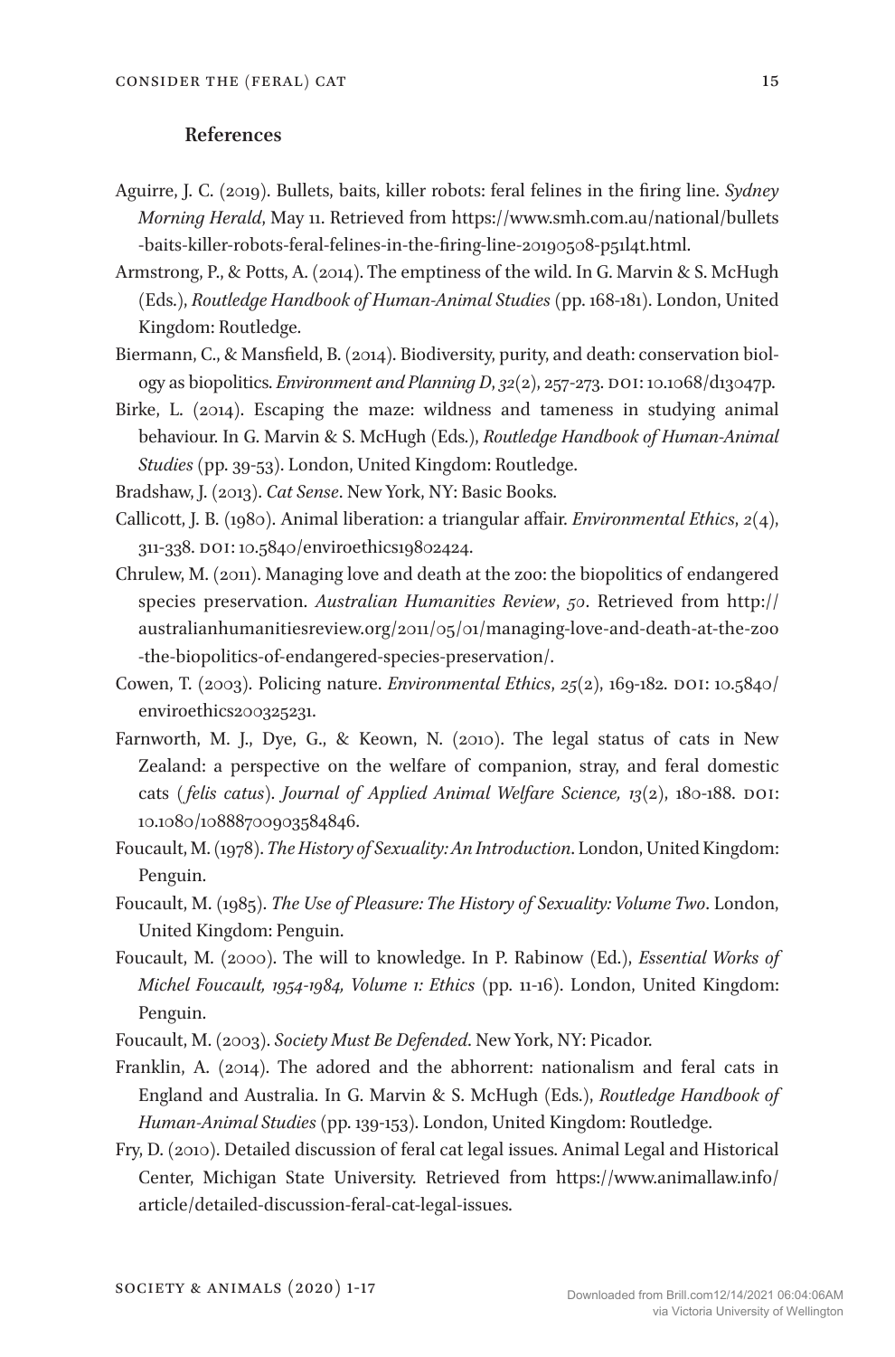### References

Aguirre, J. C. (2019). Bullets, baits, killer robots: feral felines in the firing line. *Sydney Morning Herald*, May 11. Retrieved from https://www.smh.com.au/national/bullets-baits-killer-robots-feral-felines-in-the-firing-line-20190508-p51l4t.html.

Armstrong, P., & Potts, A. (2014). The emptiness of the wild. In G. Marvin & S. McHugh (Eds.), *Routledge Handbook of Human-Animal Studies* (pp. 168-181). London, United Kingdom: Routledge.

Biermann, C., & Mansfield, B. (2014). Biodiversity, purity, and death: conservation biology as biopolitics. *Environment and Planning D*, *32*(2), 257-273. DOI: 10.1068/d13047p.

Birke, L. (2014). Escaping the maze: wildness and tameness in studying animal behaviour. In G. Marvin & S. McHugh (Eds.), *Routledge Handbook of Human-Animal Studies* (pp. 39-53). London, United Kingdom: Routledge.

Bradshaw, J. (2013). *Cat Sense*. New York, NY: Basic Books.

Callicott, J. B. (1980). Animal liberation: a triangular affair. *Environmental Ethics*, *2*(4), 311-338. DOI: 10.5840/enviroethics19802424.

Chrulew, M. (2011). Managing love and death at the zoo: the biopolitics of endangered species preservation. *Australian Humanities Review*, *50*. Retrieved from http://australianhumanitiesreview.org/2011/05/01/managing-love-and-death-at-the-zoo-the-biopolitics-of-endangered-species-preservation/.

Cowen, T. (2003). Policing nature. *Environmental Ethics*, *25*(2), 169-182. DOI: 10.5840/enviroethics200325231.

Farnworth, M. J., Dye, G., & Keown, N. (2010). The legal status of cats in New Zealand: a perspective on the welfare of companion, stray, and feral domestic cats (*felis catus*). *Journal of Applied Animal Welfare Science, 13*(2), 180-188. DOI: 10.1080/10888700903584846.

Foucault, M. (1978). *The History of Sexuality: An Introduction*. London, United Kingdom: Penguin.

Foucault, M. (1985). *The Use of Pleasure: The History of Sexuality: Volume Two*. London, United Kingdom: Penguin.

Foucault, M. (2000). The will to knowledge. In P. Rabinow (Ed.), *Essential Works of Michel Foucault, 1954-1984, Volume 1: Ethics* (pp. 11-16). London, United Kingdom: Penguin.

Foucault, M. (2003). *Society Must Be Defended*. New York, NY: Picador.

Franklin, A. (2014). The adored and the abhorrent: nationalism and feral cats in England and Australia. In G. Marvin & S. McHugh (Eds.), *Routledge Handbook of Human-Animal Studies* (pp. 139-153). London, United Kingdom: Routledge.

Fry, D. (2010). Detailed discussion of feral cat legal issues. Animal Legal and Historical Center, Michigan State University. Retrieved from https://www.animallaw.info/article/detailed-discussion-feral-cat-legal-issues.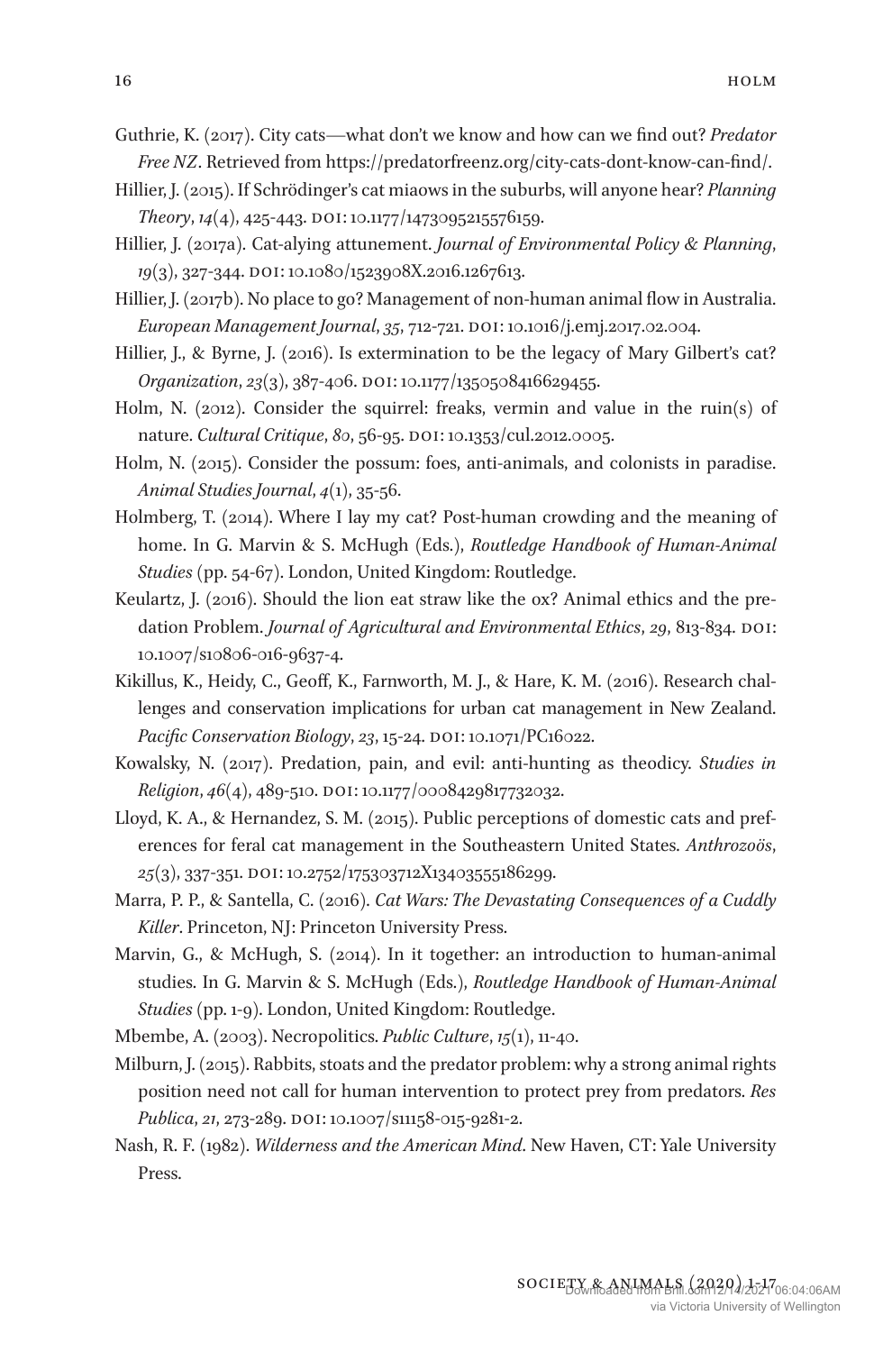Guthrie, K. (2017). City cats—what don't we know and how can we find out? *Predator Free NZ*. Retrieved from https://predatorfreenz.org/city-cats-dont-know-can-find/.

Hillier, J. (2015). If Schrödinger's cat miaows in the suburbs, will anyone hear? *Planning Theory*, *14*(4), 425-443. DOI: 10.1177/1473095215576159.

Hillier, J. (2017a). Cat-alying attunement. *Journal of Environmental Policy & Planning*, *19*(3), 327-344. DOI: 10.1080/1523908X.2016.1267613.

Hillier, J. (2017b). No place to go? Management of non-human animal flow in Australia. *European Management Journal*, *35*, 712-721. DOI: 10.1016/j.emj.2017.02.004.

Hillier, J., & Byrne, J. (2016). Is extermination to be the legacy of Mary Gilbert's cat? *Organization*, *23*(3), 387-406. DOI: 10.1177/1350508416629455.

Holm, N. (2012). Consider the squirrel: freaks, vermin and value in the ruin(s) of nature. *Cultural Critique*, *80*, 56-95. DOI: 10.1353/cul.2012.0005.

Holm, N. (2015). Consider the possum: foes, anti-animals, and colonists in paradise. *Animal Studies Journal*, *4*(1), 35-56.

Holmberg, T. (2014). Where I lay my cat? Post-human crowding and the meaning of home. In G. Marvin & S. McHugh (Eds.), *Routledge Handbook of Human-Animal Studies* (pp. 54-67). London, United Kingdom: Routledge.

Keulartz, J. (2016). Should the lion eat straw like the ox? Animal ethics and the predation Problem. *Journal of Agricultural and Environmental Ethics*, *29*, 813-834. DOI: 10.1007/s10806-016-9637-4.

Kikillus, K., Heidy, C., Geoff, K., Farnworth, M. J., & Hare, K. M. (2016). Research challenges and conservation implications for urban cat management in New Zealand. *Pacific Conservation Biology*, *23*, 15-24. DOI: 10.1071/PC16022.

Kowalsky, N. (2017). Predation, pain, and evil: anti-hunting as theodicy. *Studies in Religion*, *46*(4), 489-510. DOI: 10.1177/0008429817732032.

Lloyd, K. A., & Hernandez, S. M. (2015). Public perceptions of domestic cats and preferences for feral cat management in the Southeastern United States. *Anthrozoös*, *25*(3), 337-351. DOI: 10.2752/175303712X13403555186299.

Marra, P. P., & Santella, C. (2016). *Cat Wars: The Devastating Consequences of a Cuddly Killer*. Princeton, NJ: Princeton University Press.

Marvin, G., & McHugh, S. (2014). In it together: an introduction to human-animal studies. In G. Marvin & S. McHugh (Eds.), *Routledge Handbook of Human-Animal Studies* (pp. 1-9). London, United Kingdom: Routledge.

Mbembe, A. (2003). Necropolitics. *Public Culture*, *15*(1), 11-40.

Milburn, J. (2015). Rabbits, stoats and the predator problem: why a strong animal rights position need not call for human intervention to protect prey from predators. *Res Publica*, *21*, 273-289. DOI: 10.1007/s11158-015-9281-2.

Nash, R. F. (1982). *Wilderness and the American Mind*. New Haven, CT: Yale University Press.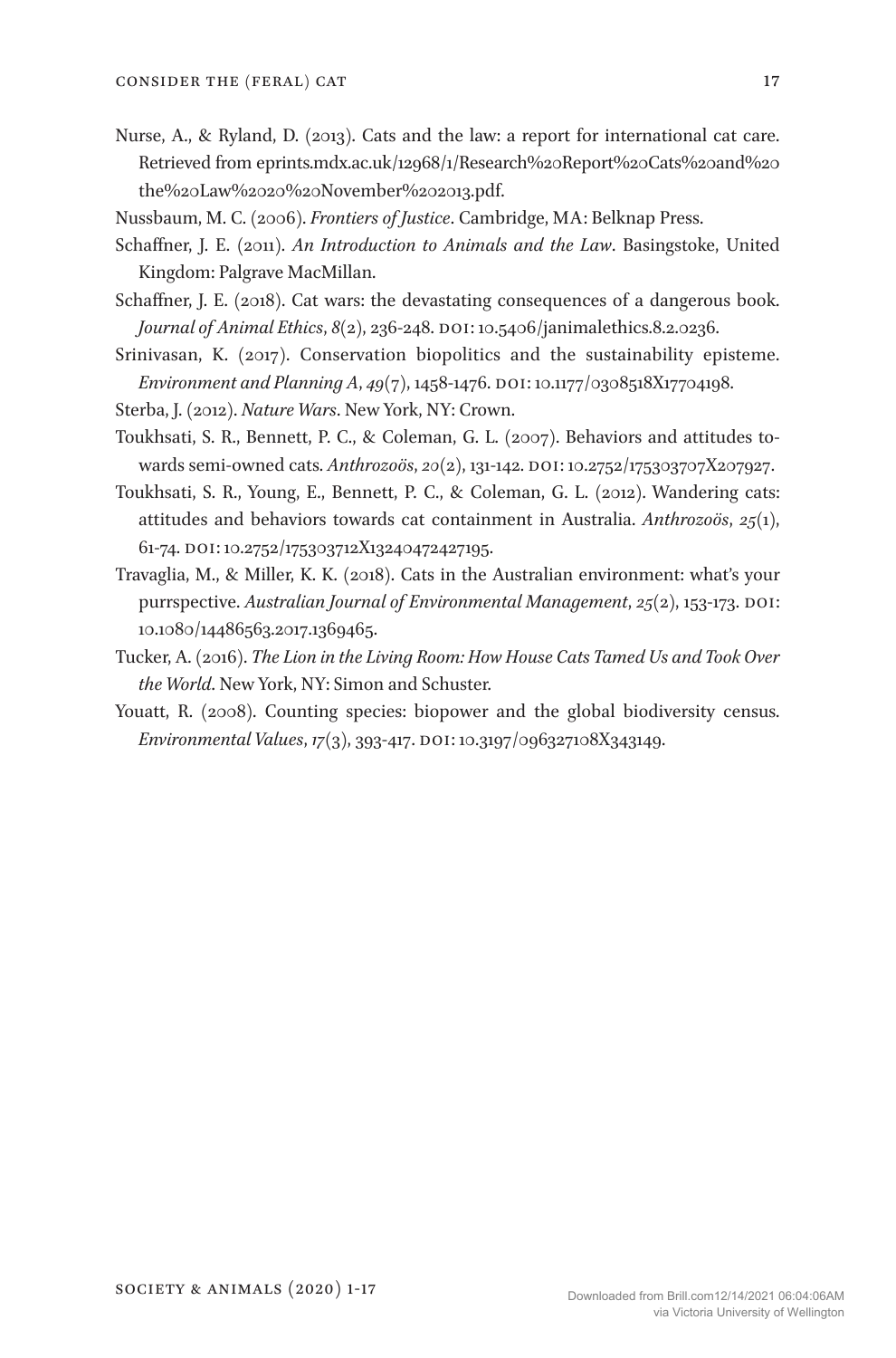Nurse, A., & Ryland, D. (2013). Cats and the law: a report for international cat care. Retrieved from eprints.mdx.ac.uk/12968/1/Research%20Report%20Cats%20and%20the%20Law%2020%20November%202013.pdf.

Nussbaum, M. C. (2006). *Frontiers of Justice*. Cambridge, MA: Belknap Press.

Schaffner, J. E. (2011). *An Introduction to Animals and the Law*. Basingstoke, United Kingdom: Palgrave MacMillan.

Schaffner, J. E. (2018). Cat wars: the devastating consequences of a dangerous book. *Journal of Animal Ethics*, *8*(2), 236-248. DOI: 10.5406/janimalethics.8.2.0236.

Srinivasan, K. (2017). Conservation biopolitics and the sustainability episteme. *Environment and Planning A*, *49*(7), 1458-1476. DOI: 10.1177/0308518X17704198.

Sterba, J. (2012). *Nature Wars*. New York, NY: Crown.

Toukhsati, S. R., Bennett, P. C., & Coleman, G. L. (2007). Behaviors and attitudes towards semi-owned cats. *Anthrozoös*, *20*(2), 131-142. DOI: 10.2752/175303707X207927.

Toukhsati, S. R., Young, E., Bennett, P. C., & Coleman, G. L. (2012). Wandering cats: attitudes and behaviors towards cat containment in Australia. *Anthrozoös*, *25*(1), 61-74. DOI: 10.2752/175303712X13240472427195.

Travaglia, M., & Miller, K. K. (2018). Cats in the Australian environment: what's your purrspective. *Australian Journal of Environmental Management*, *25*(2), 153-173. DOI: 10.1080/14486563.2017.1369465.

Tucker, A. (2016). *The Lion in the Living Room: How House Cats Tamed Us and Took Over the World*. New York, NY: Simon and Schuster.

Youatt, R. (2008). Counting species: biopower and the global biodiversity census. *Environmental Values*, *17*(3), 393-417. DOI: 10.3197/096327108X343149.